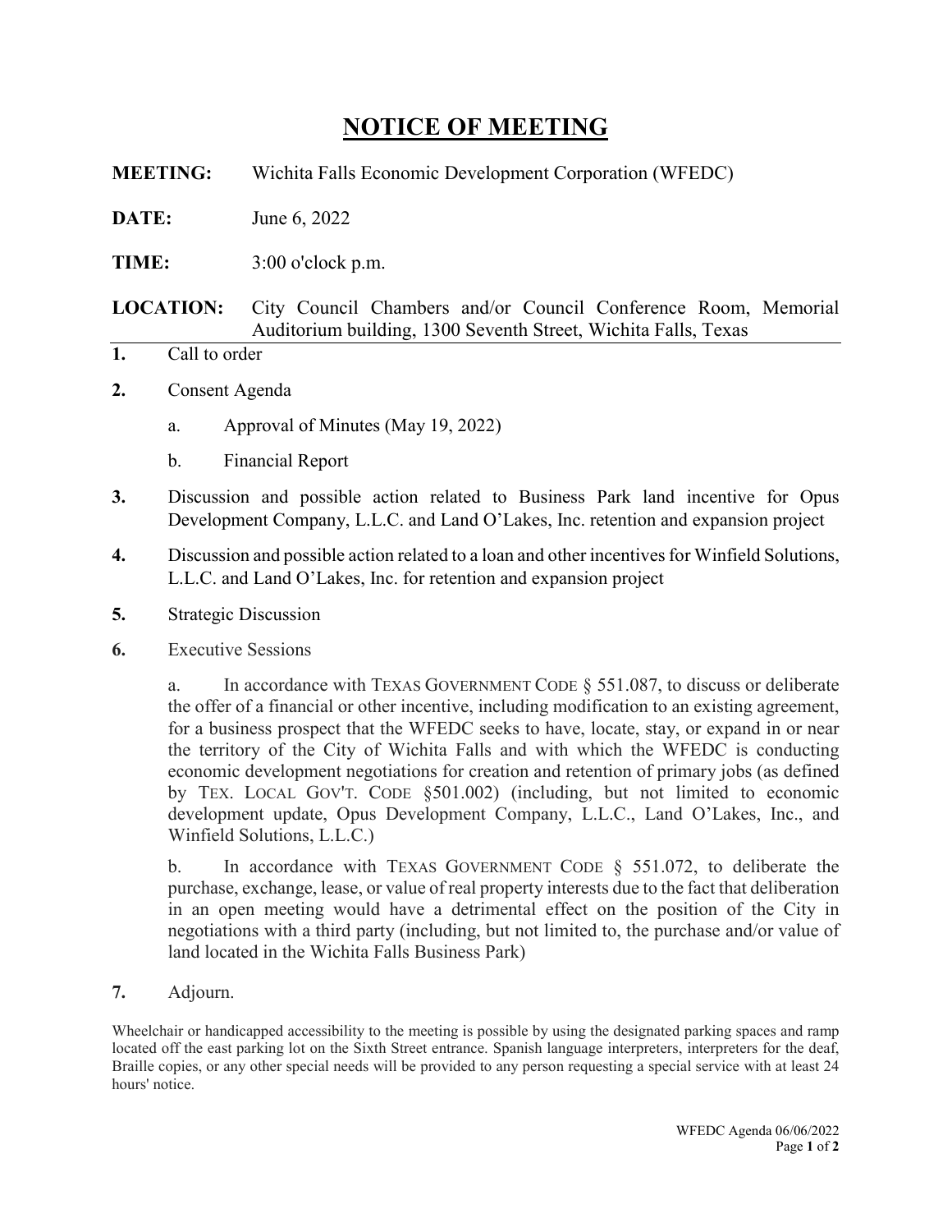# NOTICE OF MEETING

**MEETING:** Wichita Falls Economic Development Corporation (WFEDC)

**DATE:** June 6, 2022

**TIME:** 3:00 o'clock p.m.

**LOCATION:** City Council Chambers and/or Council Conference Room, Memorial Auditorium building, 1300 Seventh Street, Wichita Falls, Texas

---

**1.** Call to order

**2.** Consent Agenda

a. Approval of Minutes (May 19, 2022)

b. Financial Report

**3.** Discussion and possible action related to Business Park land incentive for Opus Development Company, L.L.C. and Land O'Lakes, Inc. retention and expansion project

**4.** Discussion and possible action related to a loan and other incentives for Winfield Solutions, L.L.C. and Land O'Lakes, Inc. for retention and expansion project

**5.** Strategic Discussion

**6.** Executive Sessions

a. In accordance with TEXAS GOVERNMENT CODE § 551.087, to discuss or deliberate the offer of a financial or other incentive, including modification to an existing agreement, for a business prospect that the WFEDC seeks to have, locate, stay, or expand in or near the territory of the City of Wichita Falls and with which the WFEDC is conducting economic development negotiations for creation and retention of primary jobs (as defined by TEX. LOCAL GOV'T. CODE §501.002) (including, but not limited to economic development update, Opus Development Company, L.L.C., Land O'Lakes, Inc., and Winfield Solutions, L.L.C.)

b. In accordance with TEXAS GOVERNMENT CODE § 551.072, to deliberate the purchase, exchange, lease, or value of real property interests due to the fact that deliberation in an open meeting would have a detrimental effect on the position of the City in negotiations with a third party (including, but not limited to, the purchase and/or value of land located in the Wichita Falls Business Park)

**7.** Adjourn.

Wheelchair or handicapped accessibility to the meeting is possible by using the designated parking spaces and ramp located off the east parking lot on the Sixth Street entrance. Spanish language interpreters, interpreters for the deaf, Braille copies, or any other special needs will be provided to any person requesting a special service with at least 24 hours' notice.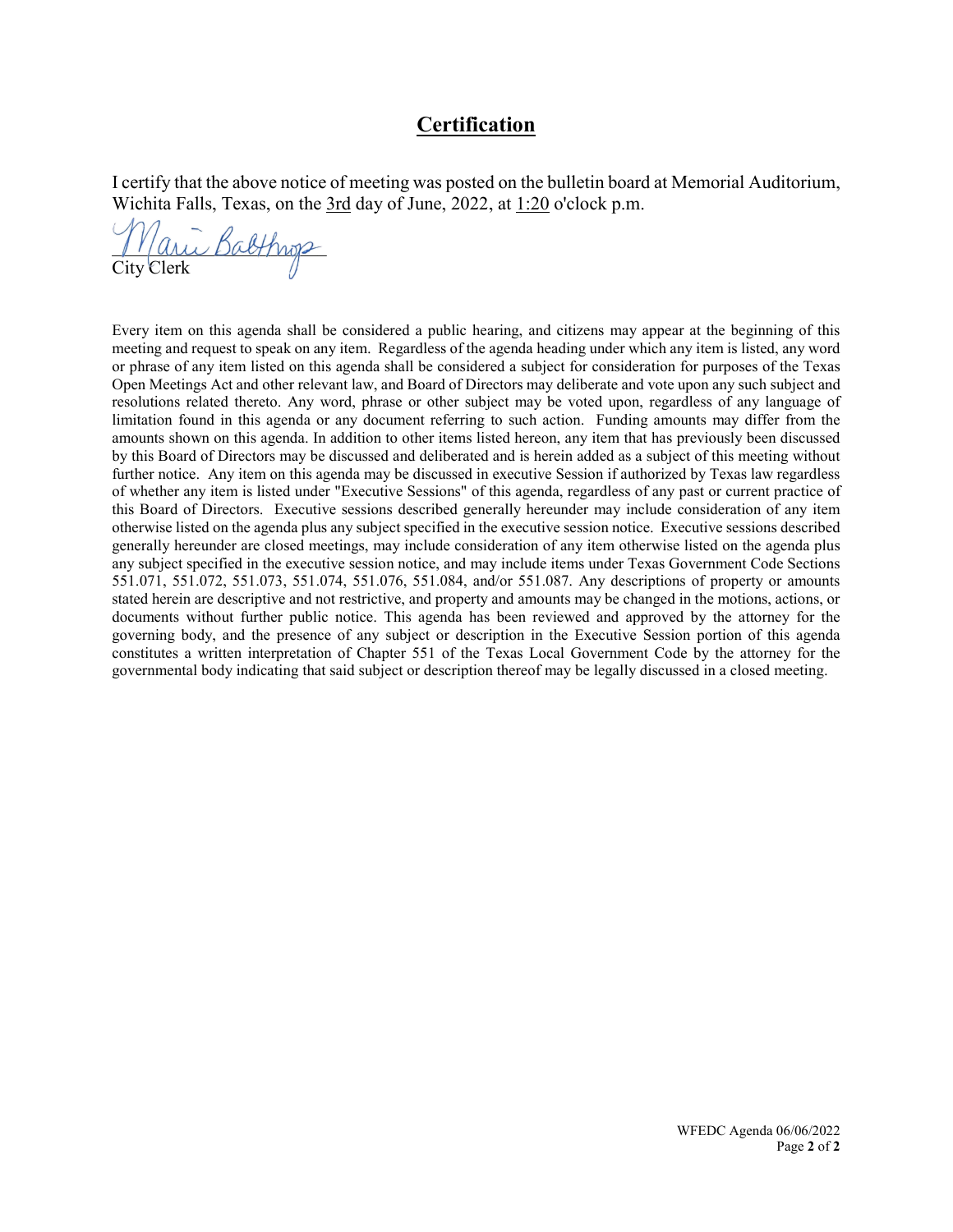## Certification

I certify that the above notice of meeting was posted on the bulletin board at Memorial Auditorium, Wichita Falls, Texas, on the 3rd day of June, 2022, at 1:20 o'clock p.m.

Marie Balthrop
City Clerk

Every item on this agenda shall be considered a public hearing, and citizens may appear at the beginning of this meeting and request to speak on any item. Regardless of the agenda heading under which any item is listed, any word or phrase of any item listed on this agenda shall be considered a subject for consideration for purposes of the Texas Open Meetings Act and other relevant law, and Board of Directors may deliberate and vote upon any such subject and resolutions related thereto. Any word, phrase or other subject may be voted upon, regardless of any language of limitation found in this agenda or any document referring to such action. Funding amounts may differ from the amounts shown on this agenda. In addition to other items listed hereon, any item that has previously been discussed by this Board of Directors may be discussed and deliberated and is herein added as a subject of this meeting without further notice. Any item on this agenda may be discussed in executive Session if authorized by Texas law regardless of whether any item is listed under "Executive Sessions" of this agenda, regardless of any past or current practice of this Board of Directors. Executive sessions described generally hereunder may include consideration of any item otherwise listed on the agenda plus any subject specified in the executive session notice. Executive sessions described generally hereunder are closed meetings, may include consideration of any item otherwise listed on the agenda plus any subject specified in the executive session notice, and may include items under Texas Government Code Sections 551.071, 551.072, 551.073, 551.074, 551.076, 551.084, and/or 551.087. Any descriptions of property or amounts stated herein are descriptive and not restrictive, and property and amounts may be changed in the motions, actions, or documents without further public notice. This agenda has been reviewed and approved by the attorney for the governing body, and the presence of any subject or description in the Executive Session portion of this agenda constitutes a written interpretation of Chapter 551 of the Texas Local Government Code by the attorney for the governmental body indicating that said subject or description thereof may be legally discussed in a closed meeting.